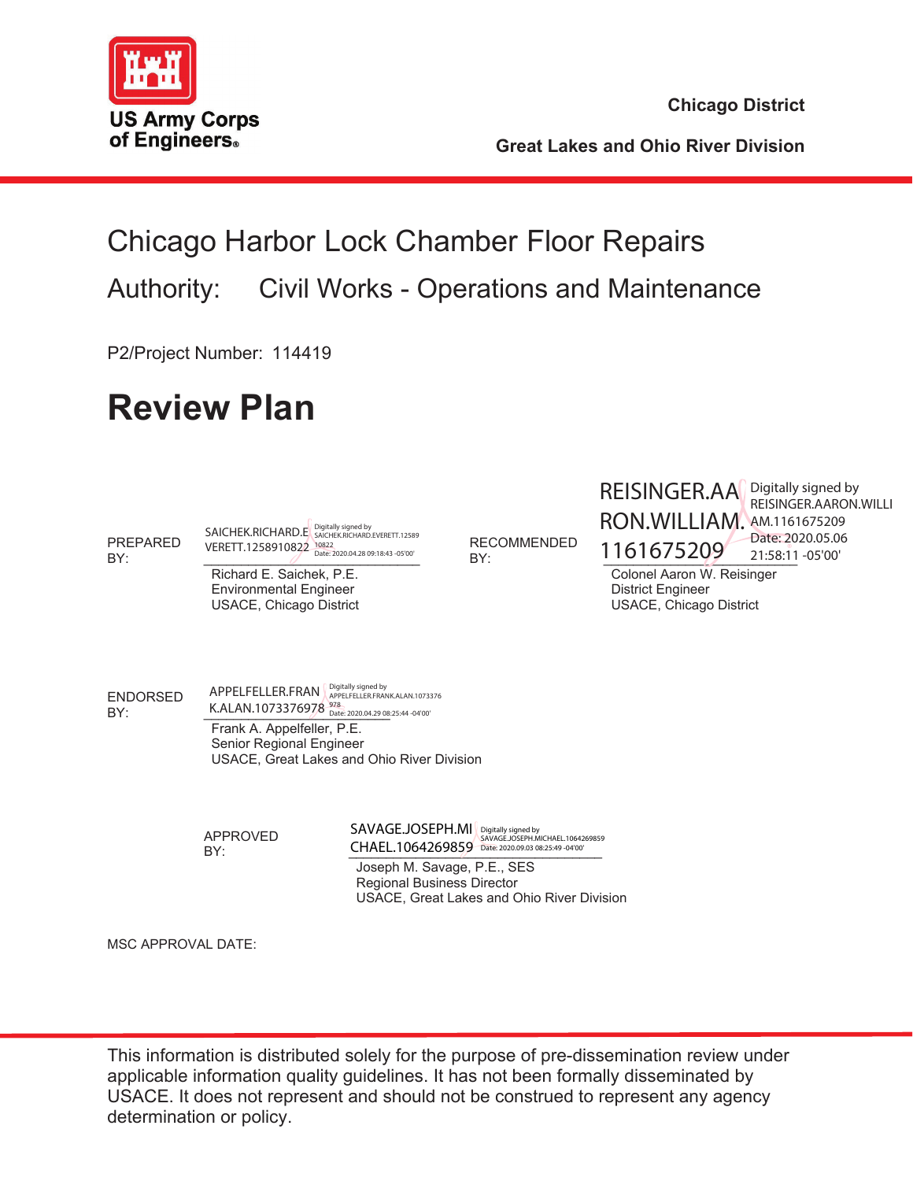US Army Corps of Engineers

Chicago District

Great Lakes and Ohio River Division

# Chicago Harbor Lock Chamber Floor Repairs

## Authority: Civil Works - Operations and Maintenance

P2/Project Number: 114419

# Review Plan

PREPARED BY:

SAICHEK.RICHARD.EVERETT.1258910822 Digitally signed by SAICHEK.RICHARD.EVERETT.1258910822 Date: 2020.04.28 09:18:43 -05'00'

Richard E. Saichek, P.E.
Environmental Engineer
USACE, Chicago District

RECOMMENDED BY:

REISINGER.AARON.WILLIAM.1161675209 Digitally signed by REISINGER.AARON.WILLIAM.1161675209 Date: 2020.05.06 21:58:11 -05'00'

Colonel Aaron W. Reisinger
District Engineer
USACE, Chicago District

ENDORSED BY:

APPELFELLER.FRANK.ALAN.1073376978 Digitally signed by APPELFELLER.FRANK.ALAN.1073376978 Date: 2020.04.29 08:25:44 -04'00'

Frank A. Appelfeller, P.E.
Senior Regional Engineer
USACE, Great Lakes and Ohio River Division

APPROVED BY:

SAVAGE.JOSEPH.MICHAEL.1064269859 Digitally signed by SAVAGE.JOSEPH.MICHAEL.1064269859 Date: 2020.09.03 08:25:49 -04'00'

Joseph M. Savage, P.E., SES
Regional Business Director
USACE, Great Lakes and Ohio River Division

MSC APPROVAL DATE:

This information is distributed solely for the purpose of pre-dissemination review under applicable information quality guidelines. It has not been formally disseminated by USACE. It does not represent and should not be construed to represent any agency determination or policy.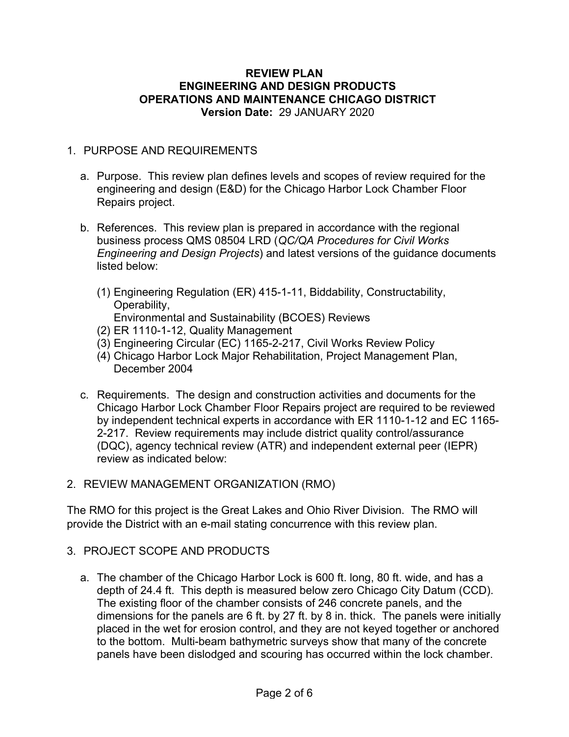**REVIEW PLAN**
**ENGINEERING AND DESIGN PRODUCTS**
**OPERATIONS AND MAINTENANCE CHICAGO DISTRICT**
**Version Date:** 29 JANUARY 2020

1. PURPOSE AND REQUIREMENTS

   a. Purpose. This review plan defines levels and scopes of review required for the engineering and design (E&D) for the Chicago Harbor Lock Chamber Floor Repairs project.

   b. References. This review plan is prepared in accordance with the regional business process QMS 08504 LRD (*QC/QA Procedures for Civil Works Engineering and Design Projects*) and latest versions of the guidance documents listed below:

      (1) Engineering Regulation (ER) 415-1-11, Biddability, Constructability, Operability, Environmental and Sustainability (BCOES) Reviews
      (2) ER 1110-1-12, Quality Management
      (3) Engineering Circular (EC) 1165-2-217, Civil Works Review Policy
      (4) Chicago Harbor Lock Major Rehabilitation, Project Management Plan, December 2004

   c. Requirements. The design and construction activities and documents for the Chicago Harbor Lock Chamber Floor Repairs project are required to be reviewed by independent technical experts in accordance with ER 1110-1-12 and EC 1165-2-217. Review requirements may include district quality control/assurance (DQC), agency technical review (ATR) and independent external peer (IEPR) review as indicated below:

2. REVIEW MANAGEMENT ORGANIZATION (RMO)

The RMO for this project is the Great Lakes and Ohio River Division. The RMO will provide the District with an e-mail stating concurrence with this review plan.

3. PROJECT SCOPE AND PRODUCTS

   a. The chamber of the Chicago Harbor Lock is 600 ft. long, 80 ft. wide, and has a depth of 24.4 ft. This depth is measured below zero Chicago City Datum (CCD). The existing floor of the chamber consists of 246 concrete panels, and the dimensions for the panels are 6 ft. by 27 ft. by 8 in. thick. The panels were initially placed in the wet for erosion control, and they are not keyed together or anchored to the bottom. Multi-beam bathymetric surveys show that many of the concrete panels have been dislodged and scouring has occurred within the lock chamber.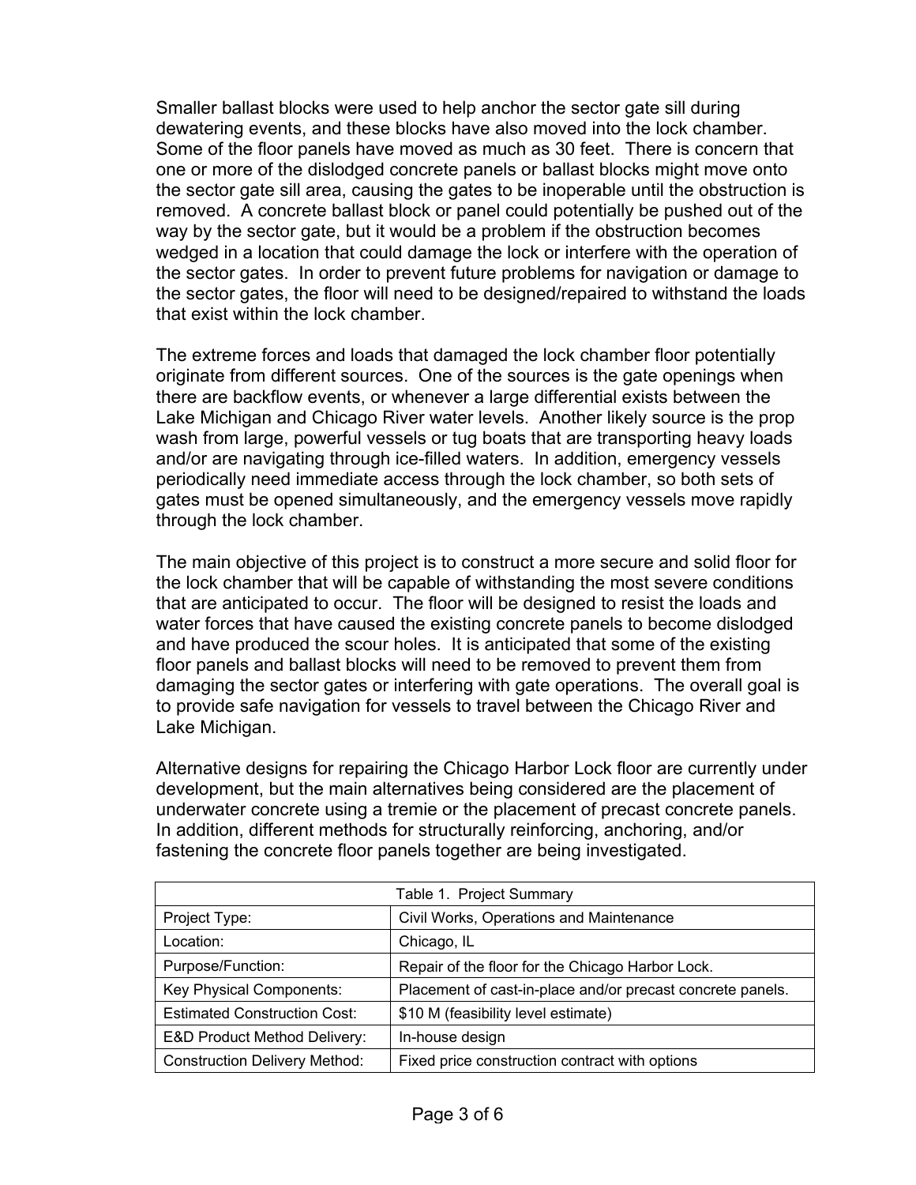Smaller ballast blocks were used to help anchor the sector gate sill during dewatering events, and these blocks have also moved into the lock chamber. Some of the floor panels have moved as much as 30 feet. There is concern that one or more of the dislodged concrete panels or ballast blocks might move onto the sector gate sill area, causing the gates to be inoperable until the obstruction is removed. A concrete ballast block or panel could potentially be pushed out of the way by the sector gate, but it would be a problem if the obstruction becomes wedged in a location that could damage the lock or interfere with the operation of the sector gates. In order to prevent future problems for navigation or damage to the sector gates, the floor will need to be designed/repaired to withstand the loads that exist within the lock chamber.

The extreme forces and loads that damaged the lock chamber floor potentially originate from different sources. One of the sources is the gate openings when there are backflow events, or whenever a large differential exists between the Lake Michigan and Chicago River water levels. Another likely source is the prop wash from large, powerful vessels or tug boats that are transporting heavy loads and/or are navigating through ice-filled waters. In addition, emergency vessels periodically need immediate access through the lock chamber, so both sets of gates must be opened simultaneously, and the emergency vessels move rapidly through the lock chamber.

The main objective of this project is to construct a more secure and solid floor for the lock chamber that will be capable of withstanding the most severe conditions that are anticipated to occur. The floor will be designed to resist the loads and water forces that have caused the existing concrete panels to become dislodged and have produced the scour holes. It is anticipated that some of the existing floor panels and ballast blocks will need to be removed to prevent them from damaging the sector gates or interfering with gate operations. The overall goal is to provide safe navigation for vessels to travel between the Chicago River and Lake Michigan.

Alternative designs for repairing the Chicago Harbor Lock floor are currently under development, but the main alternatives being considered are the placement of underwater concrete using a tremie or the placement of precast concrete panels. In addition, different methods for structurally reinforcing, anchoring, and/or fastening the concrete floor panels together are being investigated.

Table 1. Project Summary

| | |
|---|---|
| Project Type: | Civil Works, Operations and Maintenance |
| Location: | Chicago, IL |
| Purpose/Function: | Repair of the floor for the Chicago Harbor Lock. |
| Key Physical Components: | Placement of cast-in-place and/or precast concrete panels. |
| Estimated Construction Cost: | $10 M (feasibility level estimate) |
| E&D Product Method Delivery: | In-house design |
| Construction Delivery Method: | Fixed price construction contract with options |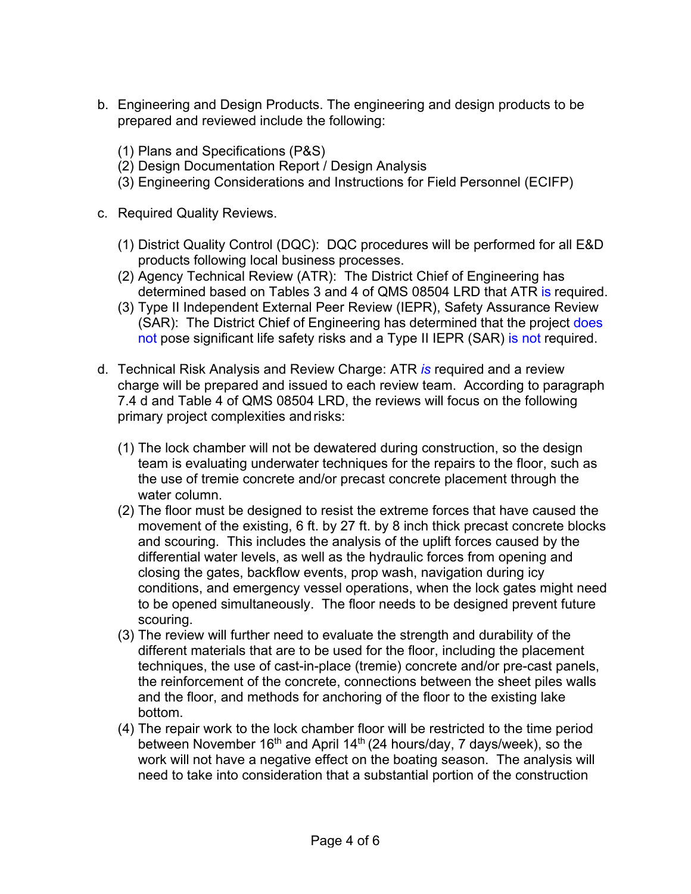b. Engineering and Design Products. The engineering and design products to be prepared and reviewed include the following:

   (1) Plans and Specifications (P&S)
   (2) Design Documentation Report / Design Analysis
   (3) Engineering Considerations and Instructions for Field Personnel (ECIFP)

c. Required Quality Reviews.

   (1) District Quality Control (DQC): DQC procedures will be performed for all E&D products following local business processes.
   (2) Agency Technical Review (ATR): The District Chief of Engineering has determined based on Tables 3 and 4 of QMS 08504 LRD that ATR is required.
   (3) Type II Independent External Peer Review (IEPR), Safety Assurance Review (SAR): The District Chief of Engineering has determined that the project does not pose significant life safety risks and a Type II IEPR (SAR) is not required.

d. Technical Risk Analysis and Review Charge: ATR *is* required and a review charge will be prepared and issued to each review team. According to paragraph 7.4 d and Table 4 of QMS 08504 LRD, the reviews will focus on the following primary project complexities and risks:

   (1) The lock chamber will not be dewatered during construction, so the design team is evaluating underwater techniques for the repairs to the floor, such as the use of tremie concrete and/or precast concrete placement through the water column.
   (2) The floor must be designed to resist the extreme forces that have caused the movement of the existing, 6 ft. by 27 ft. by 8 inch thick precast concrete blocks and scouring. This includes the analysis of the uplift forces caused by the differential water levels, as well as the hydraulic forces from opening and closing the gates, backflow events, prop wash, navigation during icy conditions, and emergency vessel operations, when the lock gates might need to be opened simultaneously. The floor needs to be designed prevent future scouring.
   (3) The review will further need to evaluate the strength and durability of the different materials that are to be used for the floor, including the placement techniques, the use of cast-in-place (tremie) concrete and/or pre-cast panels, the reinforcement of the concrete, connections between the sheet piles walls and the floor, and methods for anchoring of the floor to the existing lake bottom.
   (4) The repair work to the lock chamber floor will be restricted to the time period between November 16th and April 14th (24 hours/day, 7 days/week), so the work will not have a negative effect on the boating season. The analysis will need to take into consideration that a substantial portion of the construction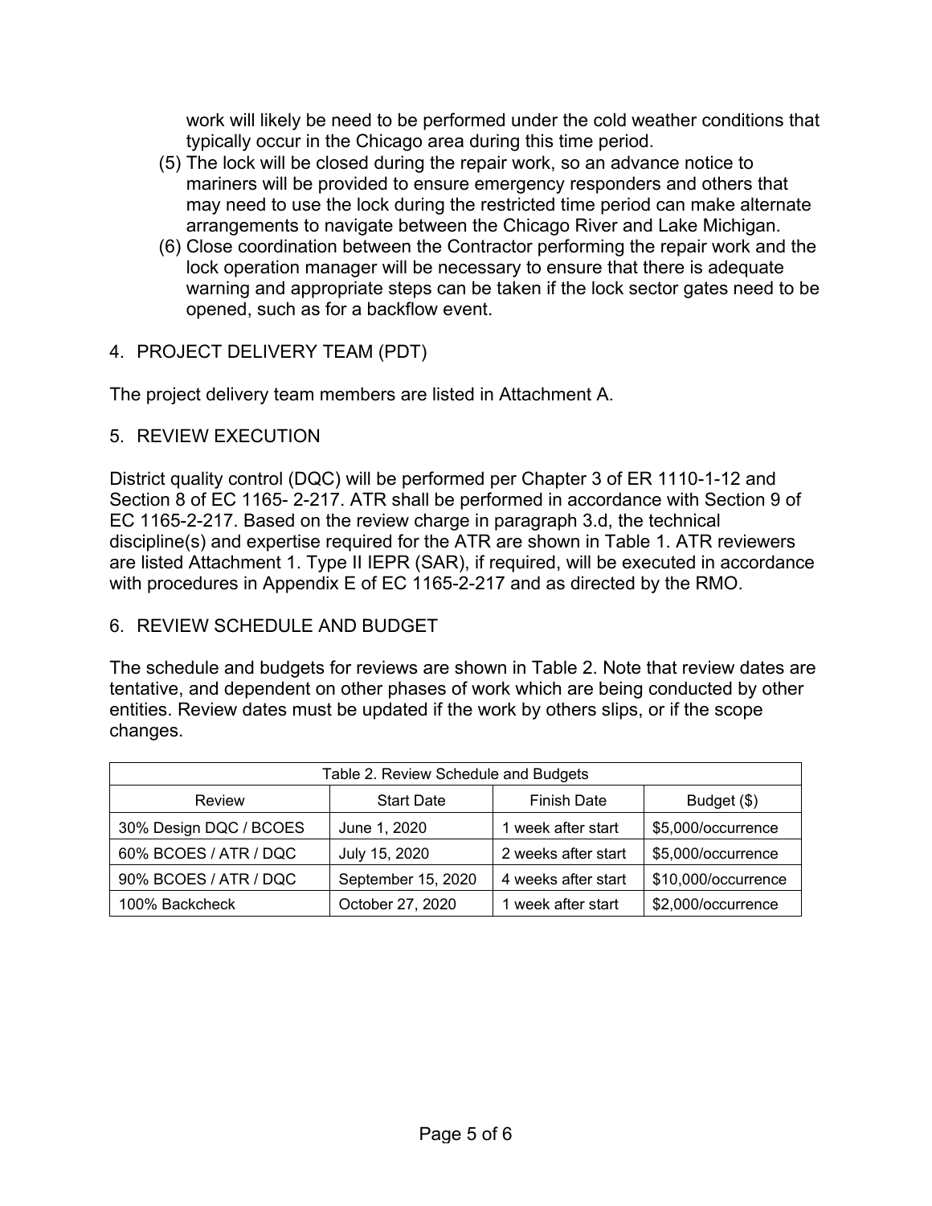work will likely be need to be performed under the cold weather conditions that typically occur in the Chicago area during this time period.

(5) The lock will be closed during the repair work, so an advance notice to mariners will be provided to ensure emergency responders and others that may need to use the lock during the restricted time period can make alternate arrangements to navigate between the Chicago River and Lake Michigan.

(6) Close coordination between the Contractor performing the repair work and the lock operation manager will be necessary to ensure that there is adequate warning and appropriate steps can be taken if the lock sector gates need to be opened, such as for a backflow event.

## 4. PROJECT DELIVERY TEAM (PDT)

The project delivery team members are listed in Attachment A.

## 5. REVIEW EXECUTION

District quality control (DQC) will be performed per Chapter 3 of ER 1110-1-12 and Section 8 of EC 1165- 2-217. ATR shall be performed in accordance with Section 9 of EC 1165-2-217. Based on the review charge in paragraph 3.d, the technical discipline(s) and expertise required for the ATR are shown in Table 1. ATR reviewers are listed Attachment 1. Type II IEPR (SAR), if required, will be executed in accordance with procedures in Appendix E of EC 1165-2-217 and as directed by the RMO.

## 6. REVIEW SCHEDULE AND BUDGET

The schedule and budgets for reviews are shown in Table 2. Note that review dates are tentative, and dependent on other phases of work which are being conducted by other entities. Review dates must be updated if the work by others slips, or if the scope changes.

Table 2. Review Schedule and Budgets

| Review | Start Date | Finish Date | Budget ($) |
|---|---|---|---|
| 30% Design DQC / BCOES | June 1, 2020 | 1 week after start | $5,000/occurrence |
| 60% BCOES / ATR / DQC | July 15, 2020 | 2 weeks after start | $5,000/occurrence |
| 90% BCOES / ATR / DQC | September 15, 2020 | 4 weeks after start | $10,000/occurrence |
| 100% Backcheck | October 27, 2020 | 1 week after start | $2,000/occurrence |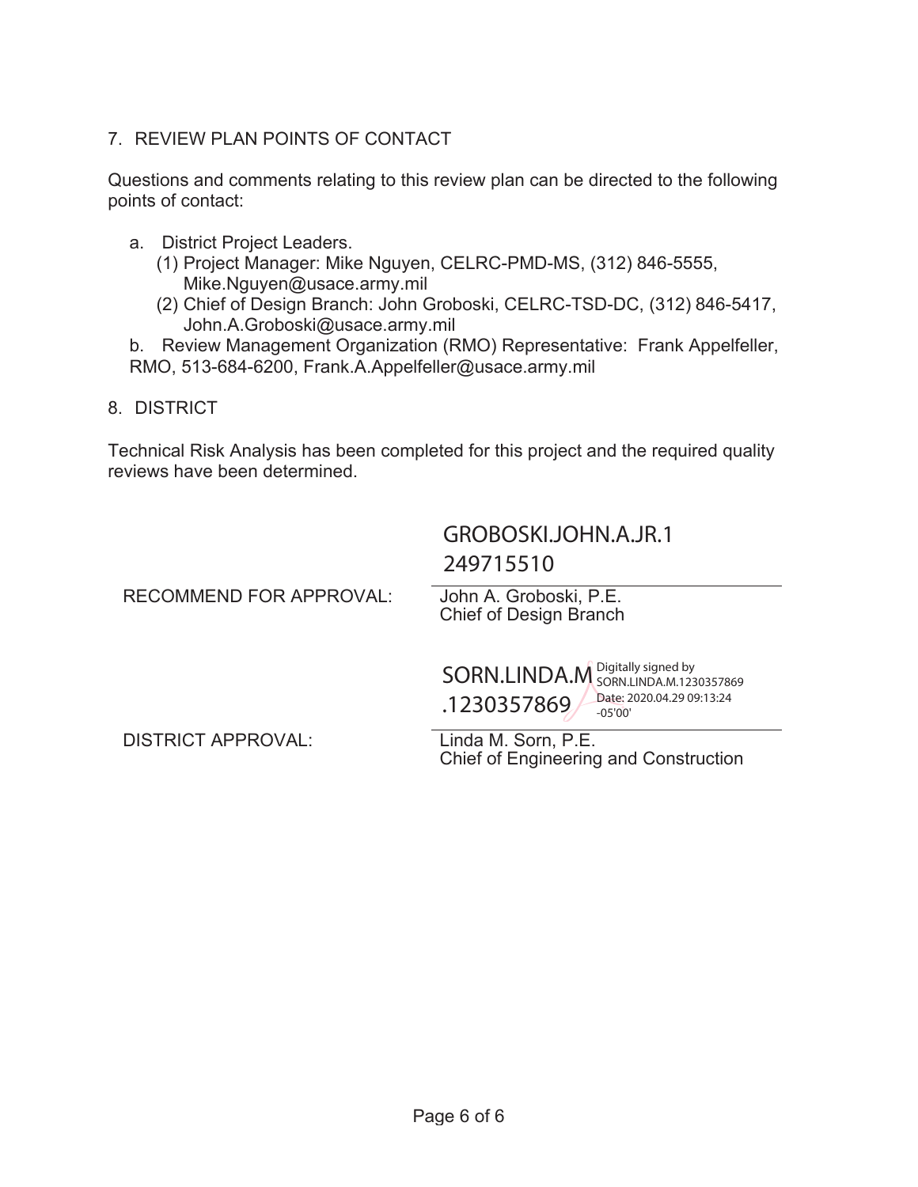## 7. REVIEW PLAN POINTS OF CONTACT

Questions and comments relating to this review plan can be directed to the following points of contact:

a. District Project Leaders.
   (1) Project Manager: Mike Nguyen, CELRC-PMD-MS, (312) 846-5555, Mike.Nguyen@usace.army.mil
   (2) Chief of Design Branch: John Groboski, CELRC-TSD-DC, (312) 846-5417, John.A.Groboski@usace.army.mil

b. Review Management Organization (RMO) Representative: Frank Appelfeller, RMO, 513-684-6200, Frank.A.Appelfeller@usace.army.mil

## 8. DISTRICT

Technical Risk Analysis has been completed for this project and the required quality reviews have been determined.

GROBOSKI.JOHN.A.JR.1249715510

RECOMMEND FOR APPROVAL: John A. Groboski, P.E.
Chief of Design Branch

SORN.LINDA.M.1230357869 Digitally signed by SORN.LINDA.M.1230357869 Date: 2020.04.29 09:13:24 -05'00'

DISTRICT APPROVAL: Linda M. Sorn, P.E.
Chief of Engineering and Construction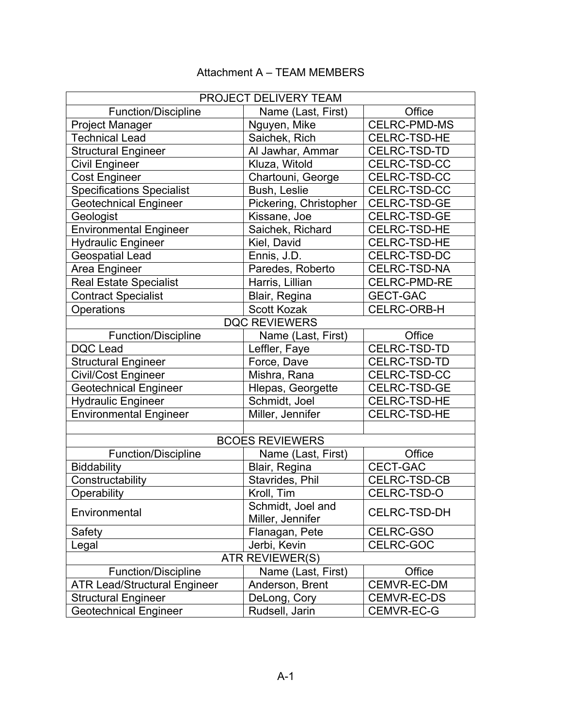# Attachment A – TEAM MEMBERS

| PROJECT DELIVERY TEAM | | |
|---|---|---|
| Function/Discipline | Name (Last, First) | Office |
| Project Manager | Nguyen, Mike | CELRC-PMD-MS |
| Technical Lead | Saichek, Rich | CELRC-TSD-HE |
| Structural Engineer | Al Jawhar, Ammar | CELRC-TSD-TD |
| Civil Engineer | Kluza, Witold | CELRC-TSD-CC |
| Cost Engineer | Chartouni, George | CELRC-TSD-CC |
| Specifications Specialist | Bush, Leslie | CELRC-TSD-CC |
| Geotechnical Engineer | Pickering, Christopher | CELRC-TSD-GE |
| Geologist | Kissane, Joe | CELRC-TSD-GE |
| Environmental Engineer | Saichek, Richard | CELRC-TSD-HE |
| Hydraulic Engineer | Kiel, David | CELRC-TSD-HE |
| Geospatial Lead | Ennis, J.D. | CELRC-TSD-DC |
| Area Engineer | Paredes, Roberto | CELRC-TSD-NA |
| Real Estate Specialist | Harris, Lillian | CELRC-PMD-RE |
| Contract Specialist | Blair, Regina | GECT-GAC |
| Operations | Scott Kozak | CELRC-ORB-H |
| DQC REVIEWERS | | |
| Function/Discipline | Name (Last, First) | Office |
| DQC Lead | Leffler, Faye | CELRC-TSD-TD |
| Structural Engineer | Force, Dave | CELRC-TSD-TD |
| Civil/Cost Engineer | Mishra, Rana | CELRC-TSD-CC |
| Geotechnical Engineer | Hlepas, Georgette | CELRC-TSD-GE |
| Hydraulic Engineer | Schmidt, Joel | CELRC-TSD-HE |
| Environmental Engineer | Miller, Jennifer | CELRC-TSD-HE |
| | | |
| BCOES REVIEWERS | | |
| Function/Discipline | Name (Last, First) | Office |
| Biddability | Blair, Regina | CECT-GAC |
| Constructability | Stavrides, Phil | CELRC-TSD-CB |
| Operability | Kroll, Tim | CELRC-TSD-O |
| Environmental | Schmidt, Joel and Miller, Jennifer | CELRC-TSD-DH |
| Safety | Flanagan, Pete | CELRC-GSO |
| Legal | Jerbi, Kevin | CELRC-GOC |
| ATR REVIEWER(S) | | |
| Function/Discipline | Name (Last, First) | Office |
| ATR Lead/Structural Engineer | Anderson, Brent | CEMVR-EC-DM |
| Structural Engineer | DeLong, Cory | CEMVR-EC-DS |
| Geotechnical Engineer | Rudsell, Jarin | CEMVR-EC-G |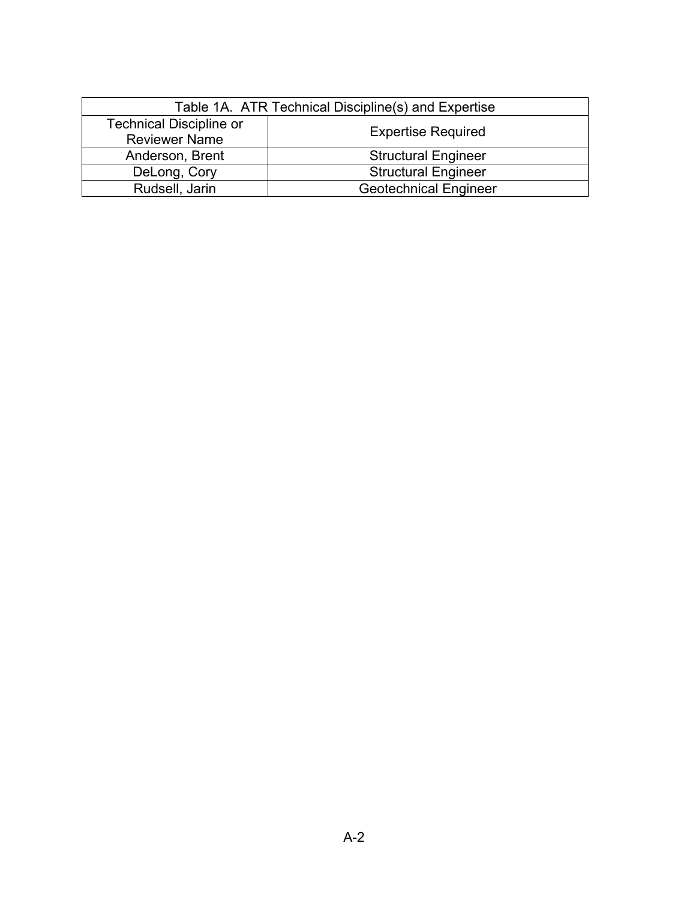| Table 1A. ATR Technical Discipline(s) and Expertise | |
|---|---|
| Technical Discipline or Reviewer Name | Expertise Required |
| Anderson, Brent | Structural Engineer |
| DeLong, Cory | Structural Engineer |
| Rudsell, Jarin | Geotechnical Engineer |